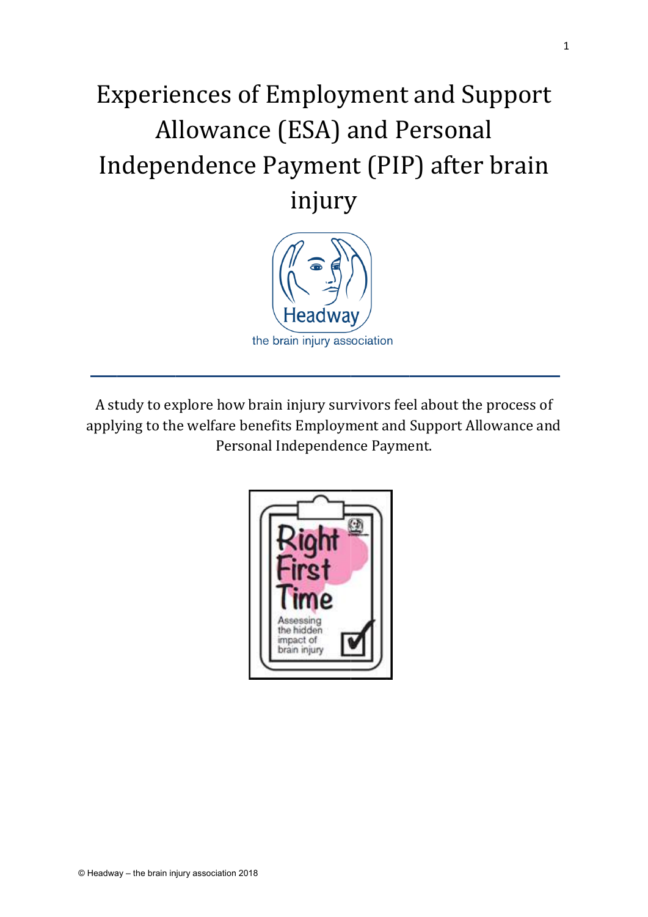# Experiences of Employment and Support Allowance (ESA) and Personal Independence Payment (PIP) after brain injury

Headway

the brain injury association

A study to explore how brain injury survivors feel about the process of applying to the welfare benefits Employment and Support Allowance and Personal Independence Payment.

Right First Time

Assessing the hidden impact of brain injury

© Headway – the brain injury association 2018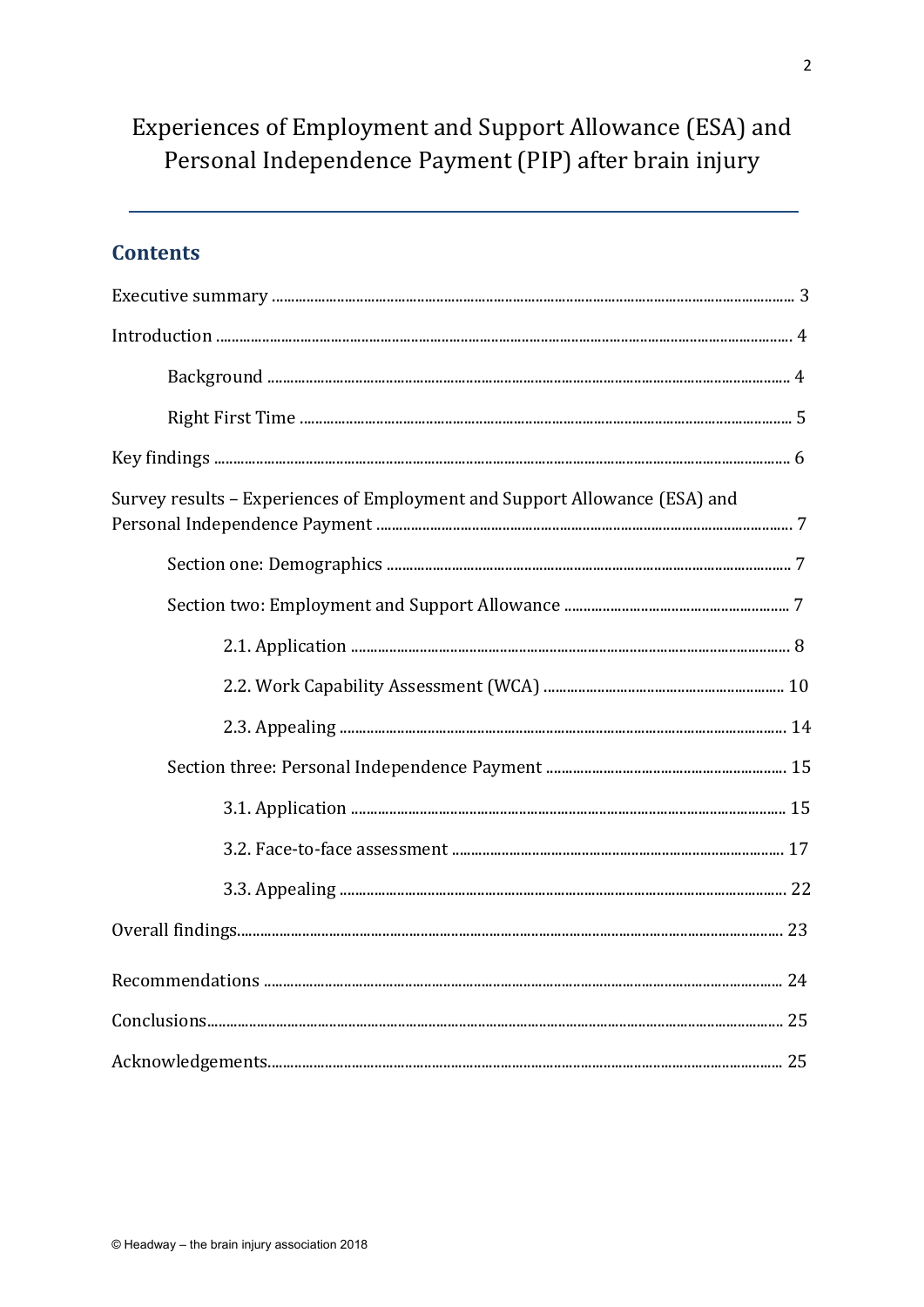# Experiences of Employment and Support Allowance (ESA) and Personal Independence Payment (PIP) after brain injury

## Contents

- Executive summary ..... 3
- Introduction ..... 4
  - Background ..... 4
  - Right First Time ..... 5
- Key findings ..... 6
- Survey results – Experiences of Employment and Support Allowance (ESA) and Personal Independence Payment ..... 7
  - Section one: Demographics ..... 7
  - Section two: Employment and Support Allowance ..... 7
    - 2.1. Application ..... 8
    - 2.2. Work Capability Assessment (WCA) ..... 10
    - 2.3. Appealing ..... 14
  - Section three: Personal Independence Payment ..... 15
    - 3.1. Application ..... 15
    - 3.2. Face-to-face assessment ..... 17
    - 3.3. Appealing ..... 22
- Overall findings ..... 23
- Recommendations ..... 24
- Conclusions ..... 25
- Acknowledgements ..... 25

© Headway – the brain injury association 2018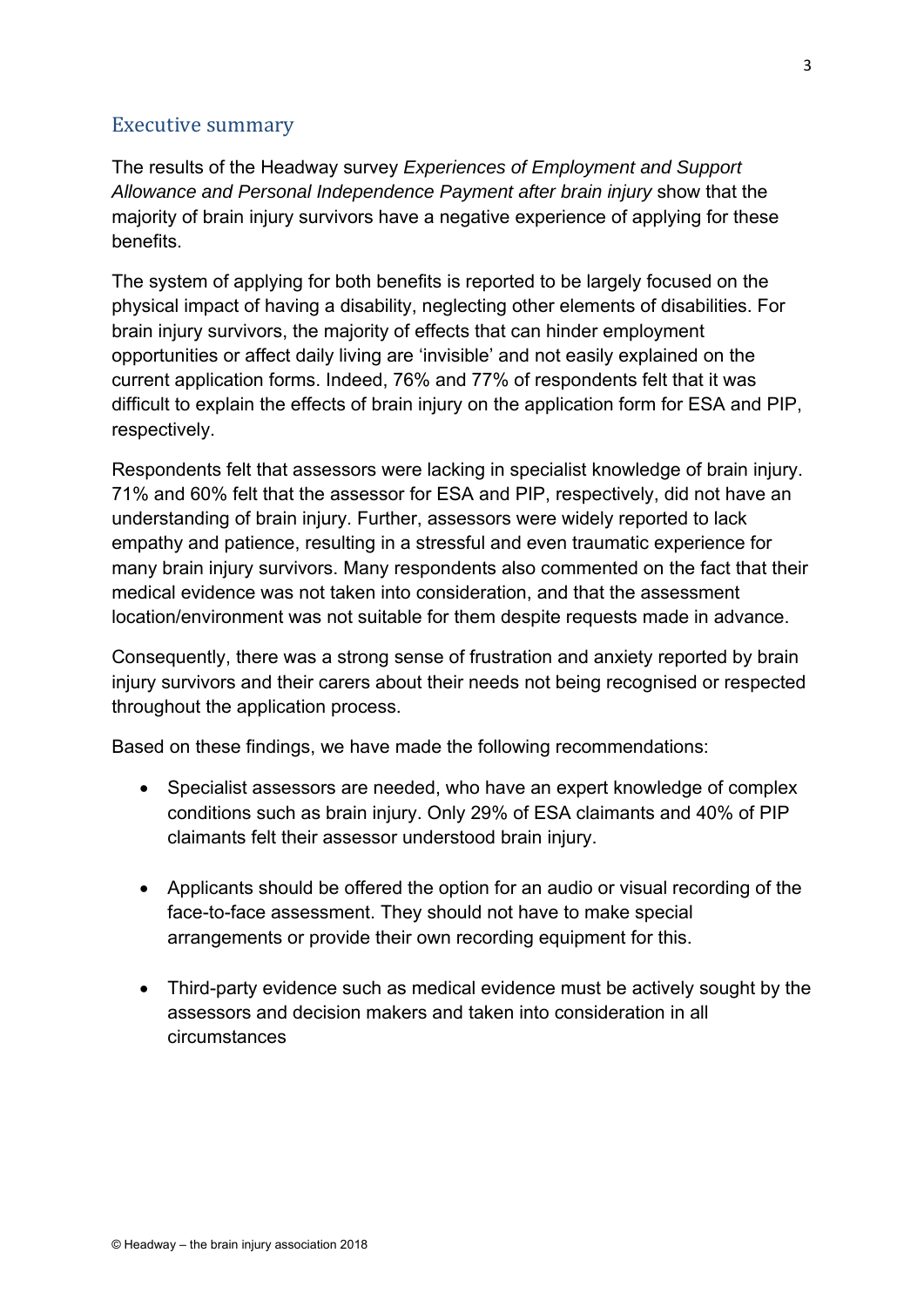## Executive summary

The results of the Headway survey *Experiences of Employment and Support Allowance and Personal Independence Payment after brain injury* show that the majority of brain injury survivors have a negative experience of applying for these benefits.

The system of applying for both benefits is reported to be largely focused on the physical impact of having a disability, neglecting other elements of disabilities. For brain injury survivors, the majority of effects that can hinder employment opportunities or affect daily living are 'invisible' and not easily explained on the current application forms. Indeed, 76% and 77% of respondents felt that it was difficult to explain the effects of brain injury on the application form for ESA and PIP, respectively.

Respondents felt that assessors were lacking in specialist knowledge of brain injury. 71% and 60% felt that the assessor for ESA and PIP, respectively, did not have an understanding of brain injury. Further, assessors were widely reported to lack empathy and patience, resulting in a stressful and even traumatic experience for many brain injury survivors. Many respondents also commented on the fact that their medical evidence was not taken into consideration, and that the assessment location/environment was not suitable for them despite requests made in advance.

Consequently, there was a strong sense of frustration and anxiety reported by brain injury survivors and their carers about their needs not being recognised or respected throughout the application process.

Based on these findings, we have made the following recommendations:

- Specialist assessors are needed, who have an expert knowledge of complex conditions such as brain injury. Only 29% of ESA claimants and 40% of PIP claimants felt their assessor understood brain injury.

- Applicants should be offered the option for an audio or visual recording of the face-to-face assessment. They should not have to make special arrangements or provide their own recording equipment for this.

- Third-party evidence such as medical evidence must be actively sought by the assessors and decision makers and taken into consideration in all circumstances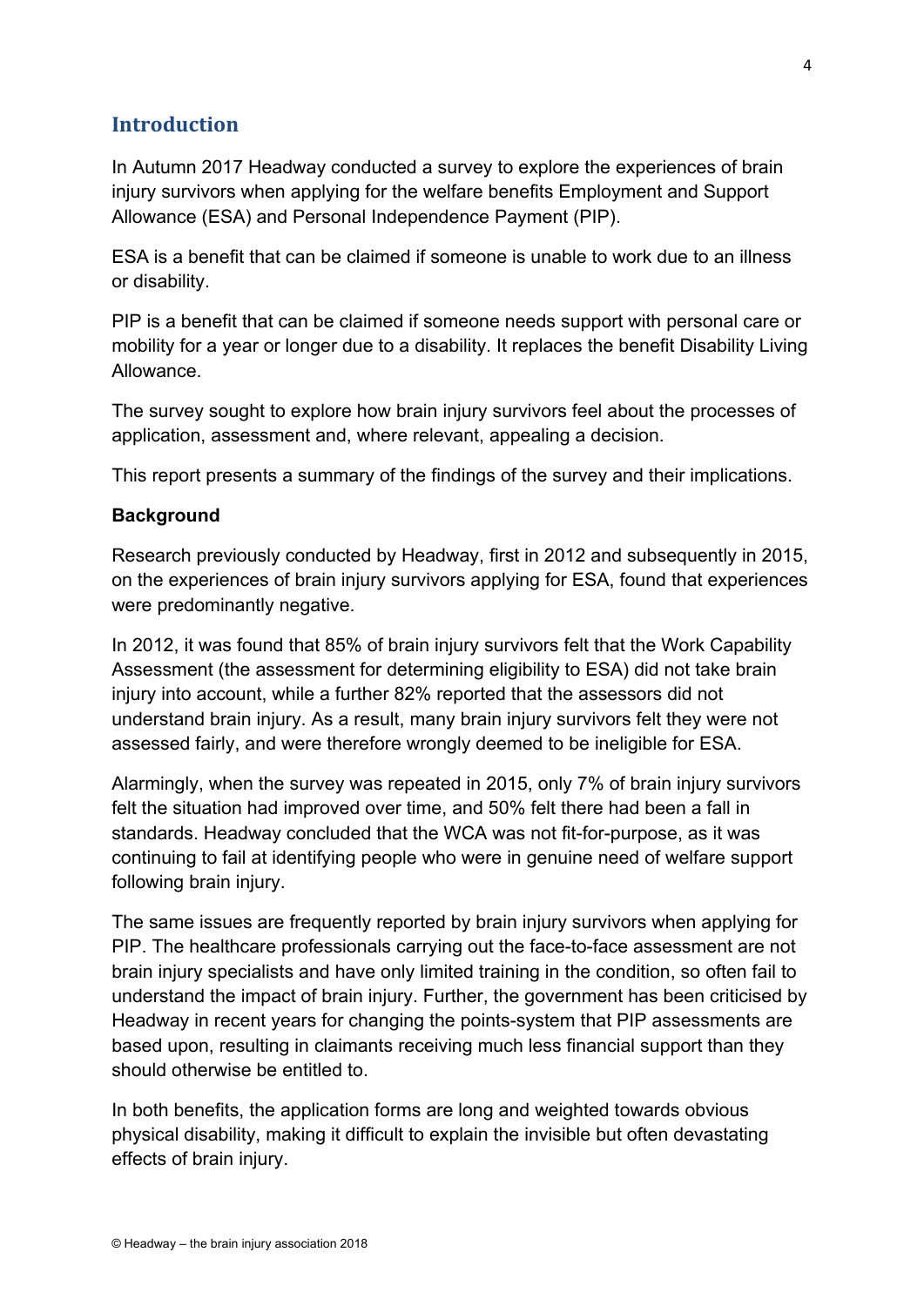## Introduction

In Autumn 2017 Headway conducted a survey to explore the experiences of brain injury survivors when applying for the welfare benefits Employment and Support Allowance (ESA) and Personal Independence Payment (PIP).

ESA is a benefit that can be claimed if someone is unable to work due to an illness or disability.

PIP is a benefit that can be claimed if someone needs support with personal care or mobility for a year or longer due to a disability. It replaces the benefit Disability Living Allowance.

The survey sought to explore how brain injury survivors feel about the processes of application, assessment and, where relevant, appealing a decision.

This report presents a summary of the findings of the survey and their implications.

**Background**

Research previously conducted by Headway, first in 2012 and subsequently in 2015, on the experiences of brain injury survivors applying for ESA, found that experiences were predominantly negative.

In 2012, it was found that 85% of brain injury survivors felt that the Work Capability Assessment (the assessment for determining eligibility to ESA) did not take brain injury into account, while a further 82% reported that the assessors did not understand brain injury. As a result, many brain injury survivors felt they were not assessed fairly, and were therefore wrongly deemed to be ineligible for ESA.

Alarmingly, when the survey was repeated in 2015, only 7% of brain injury survivors felt the situation had improved over time, and 50% felt there had been a fall in standards. Headway concluded that the WCA was not fit-for-purpose, as it was continuing to fail at identifying people who were in genuine need of welfare support following brain injury.

The same issues are frequently reported by brain injury survivors when applying for PIP. The healthcare professionals carrying out the face-to-face assessment are not brain injury specialists and have only limited training in the condition, so often fail to understand the impact of brain injury. Further, the government has been criticised by Headway in recent years for changing the points-system that PIP assessments are based upon, resulting in claimants receiving much less financial support than they should otherwise be entitled to.

In both benefits, the application forms are long and weighted towards obvious physical disability, making it difficult to explain the invisible but often devastating effects of brain injury.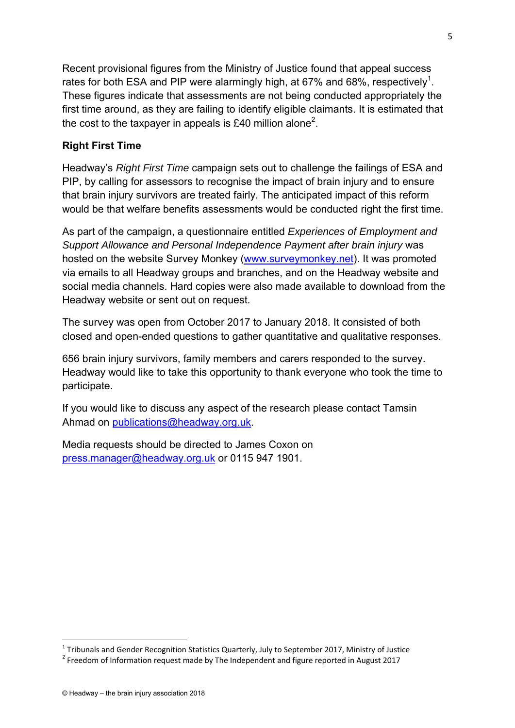Recent provisional figures from the Ministry of Justice found that appeal success rates for both ESA and PIP were alarmingly high, at 67% and 68%, respectively[1]. These figures indicate that assessments are not being conducted appropriately the first time around, as they are failing to identify eligible claimants. It is estimated that the cost to the taxpayer in appeals is £40 million alone[2].

**Right First Time**

Headway's *Right First Time* campaign sets out to challenge the failings of ESA and PIP, by calling for assessors to recognise the impact of brain injury and to ensure that brain injury survivors are treated fairly. The anticipated impact of this reform would be that welfare benefits assessments would be conducted right the first time.

As part of the campaign, a questionnaire entitled *Experiences of Employment and Support Allowance and Personal Independence Payment after brain injury* was hosted on the website Survey Monkey (www.surveymonkey.net). It was promoted via emails to all Headway groups and branches, and on the Headway website and social media channels. Hard copies were also made available to download from the Headway website or sent out on request.

The survey was open from October 2017 to January 2018. It consisted of both closed and open-ended questions to gather quantitative and qualitative responses.

656 brain injury survivors, family members and carers responded to the survey. Headway would like to take this opportunity to thank everyone who took the time to participate.

If you would like to discuss any aspect of the research please contact Tamsin Ahmad on publications@headway.org.uk.

Media requests should be directed to James Coxon on press.manager@headway.org.uk or 0115 947 1901.

[1] Tribunals and Gender Recognition Statistics Quarterly, July to September 2017, Ministry of Justice

[2] Freedom of Information request made by The Independent and figure reported in August 2017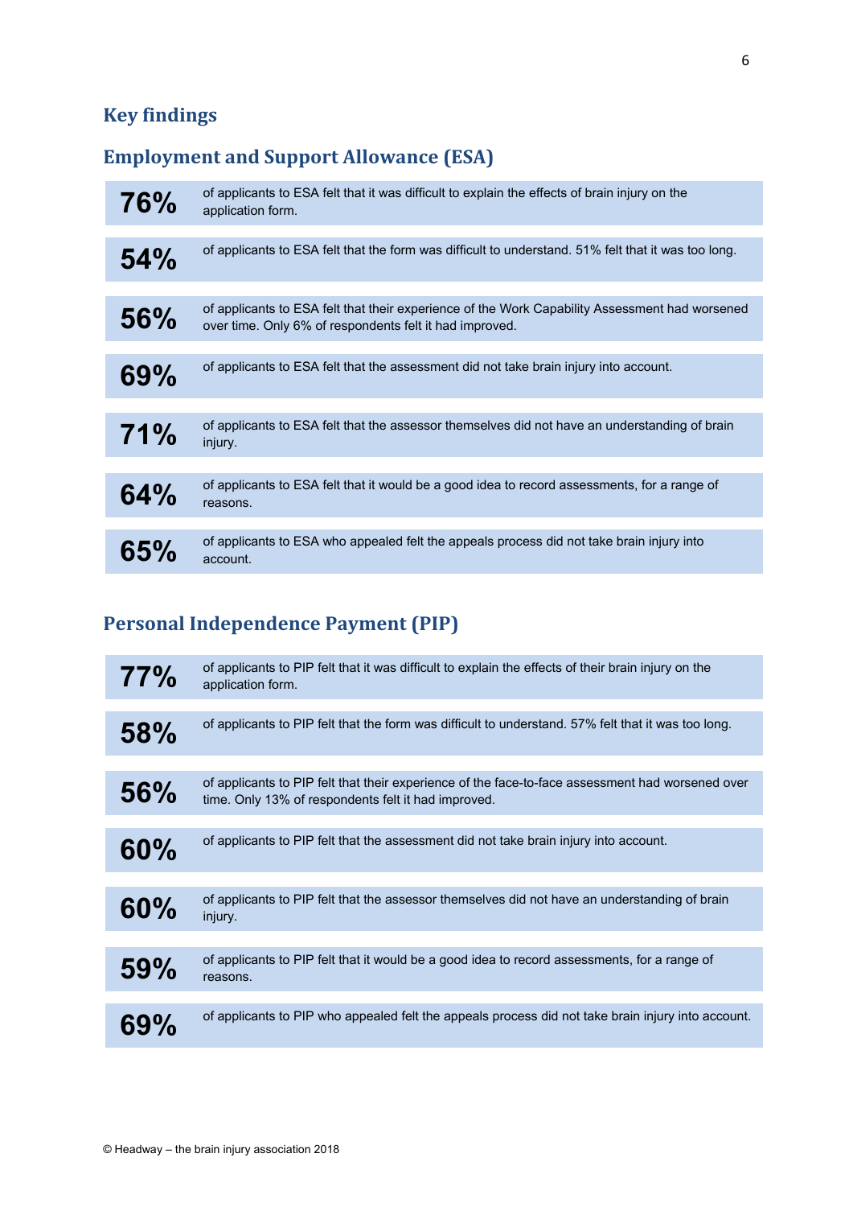## Key findings

### Employment and Support Allowance (ESA)

**76%** of applicants to ESA felt that it was difficult to explain the effects of brain injury on the application form.

**54%** of applicants to ESA felt that the form was difficult to understand. 51% felt that it was too long.

**56%** of applicants to ESA felt that their experience of the Work Capability Assessment had worsened over time. Only 6% of respondents felt it had improved.

**69%** of applicants to ESA felt that the assessment did not take brain injury into account.

**71%** of applicants to ESA felt that the assessor themselves did not have an understanding of brain injury.

**64%** of applicants to ESA felt that it would be a good idea to record assessments, for a range of reasons.

**65%** of applicants to ESA who appealed felt the appeals process did not take brain injury into account.

### Personal Independence Payment (PIP)

**77%** of applicants to PIP felt that it was difficult to explain the effects of their brain injury on the application form.

**58%** of applicants to PIP felt that the form was difficult to understand. 57% felt that it was too long.

**56%** of applicants to PIP felt that their experience of the face-to-face assessment had worsened over time. Only 13% of respondents felt it had improved.

**60%** of applicants to PIP felt that the assessment did not take brain injury into account.

**60%** of applicants to PIP felt that the assessor themselves did not have an understanding of brain injury.

**59%** of applicants to PIP felt that it would be a good idea to record assessments, for a range of reasons.

**69%** of applicants to PIP who appealed felt the appeals process did not take brain injury into account.

© Headway – the brain injury association 2018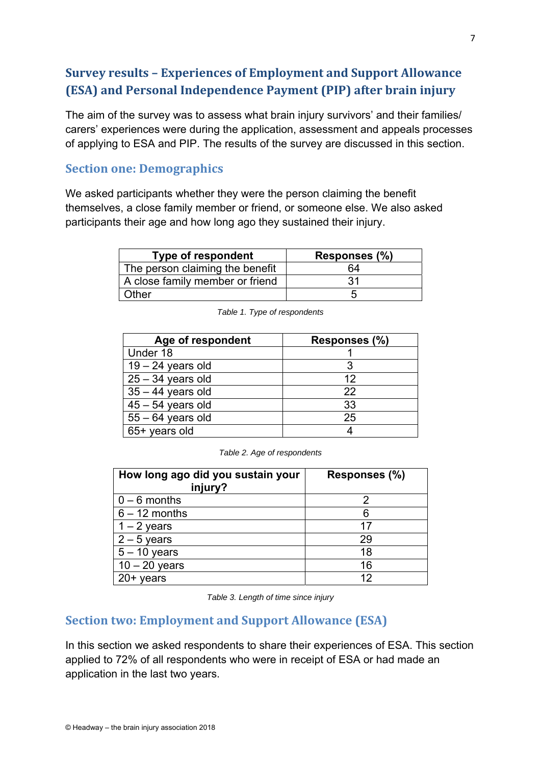## Survey results – Experiences of Employment and Support Allowance (ESA) and Personal Independence Payment (PIP) after brain injury

The aim of the survey was to assess what brain injury survivors' and their families/ carers' experiences were during the application, assessment and appeals processes of applying to ESA and PIP. The results of the survey are discussed in this section.

### Section one: Demographics

We asked participants whether they were the person claiming the benefit themselves, a close family member or friend, or someone else. We also asked participants their age and how long ago they sustained their injury.

| Type of respondent | Responses (%) |
|---|---|
| The person claiming the benefit | 64 |
| A close family member or friend | 31 |
| Other | 5 |

*Table 1. Type of respondents*

| Age of respondent | Responses (%) |
|---|---|
| Under 18 | 1 |
| 19 – 24 years old | 3 |
| 25 – 34 years old | 12 |
| 35 – 44 years old | 22 |
| 45 – 54 years old | 33 |
| 55 – 64 years old | 25 |
| 65+ years old | 4 |

*Table 2. Age of respondents*

| How long ago did you sustain your injury? | Responses (%) |
|---|---|
| 0 – 6 months | 2 |
| 6 – 12 months | 6 |
| 1 – 2 years | 17 |
| 2 – 5 years | 29 |
| 5 – 10 years | 18 |
| 10 – 20 years | 16 |
| 20+ years | 12 |

*Table 3. Length of time since injury*

### Section two: Employment and Support Allowance (ESA)

In this section we asked respondents to share their experiences of ESA. This section applied to 72% of all respondents who were in receipt of ESA or had made an application in the last two years.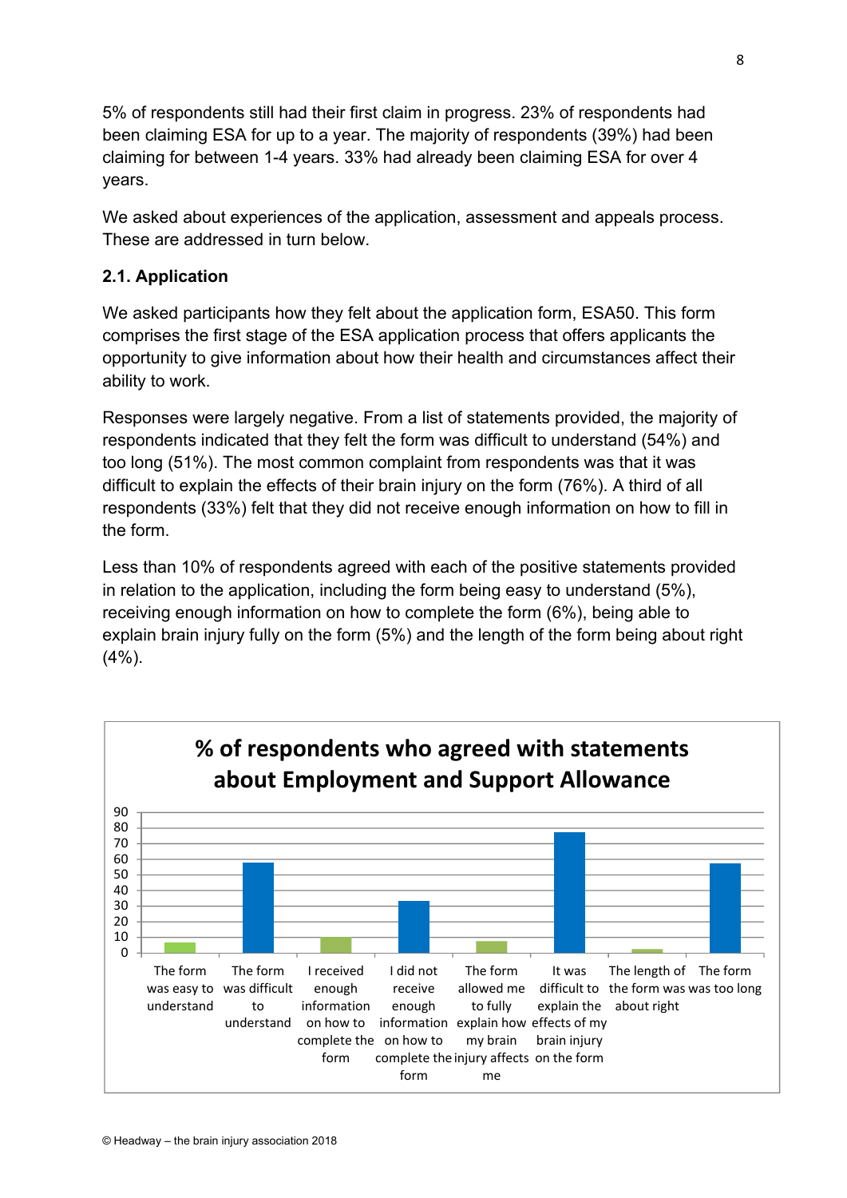5% of respondents still had their first claim in progress. 23% of respondents had been claiming ESA for up to a year. The majority of respondents (39%) had been claiming for between 1-4 years. 33% had already been claiming ESA for over 4 years.

We asked about experiences of the application, assessment and appeals process. These are addressed in turn below.

### 2.1. Application

We asked participants how they felt about the application form, ESA50. This form comprises the first stage of the ESA application process that offers applicants the opportunity to give information about how their health and circumstances affect their ability to work.

Responses were largely negative. From a list of statements provided, the majority of respondents indicated that they felt the form was difficult to understand (54%) and too long (51%). The most common complaint from respondents was that it was difficult to explain the effects of their brain injury on the form (76%). A third of all respondents (33%) felt that they did not receive enough information on how to fill in the form.

Less than 10% of respondents agreed with each of the positive statements provided in relation to the application, including the form being easy to understand (5%), receiving enough information on how to complete the form (6%), being able to explain brain injury fully on the form (5%) and the length of the form being about right (4%).

**% of respondents who agreed with statements about Employment and Support Allowance**

| Statement | % (approx.) |
|---|---|
| The form was easy to understand | 7 |
| The form was difficult to understand | 58 |
| I received enough information on how to complete the form | 10 |
| I did not receive enough information on how to complete the form | 33 |
| The form allowed me to fully explain how my brain injury affects me | 8 |
| It was difficult to explain the effects of my brain injury on the form | 77 |
| The length of the form was about right | 3 |
| The form was was too long | 57 |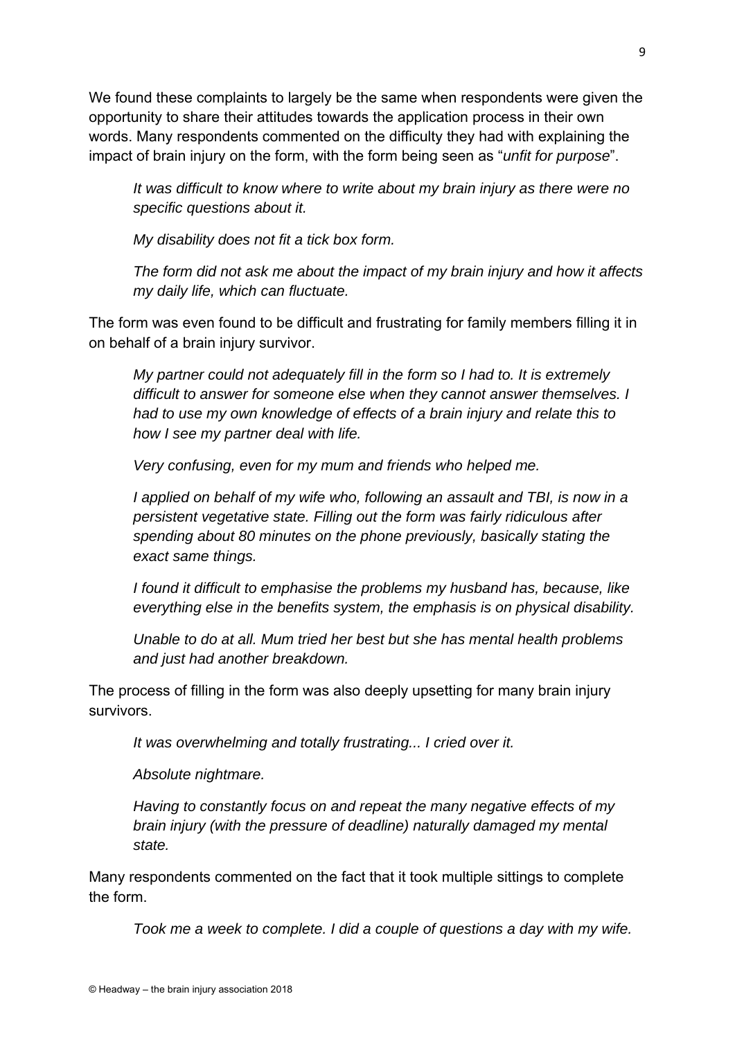We found these complaints to largely be the same when respondents were given the opportunity to share their attitudes towards the application process in their own words. Many respondents commented on the difficulty they had with explaining the impact of brain injury on the form, with the form being seen as "*unfit for purpose*".

> *It was difficult to know where to write about my brain injury as there were no specific questions about it.*
>
> *My disability does not fit a tick box form.*
>
> *The form did not ask me about the impact of my brain injury and how it affects my daily life, which can fluctuate.*

The form was even found to be difficult and frustrating for family members filling it in on behalf of a brain injury survivor.

> *My partner could not adequately fill in the form so I had to. It is extremely difficult to answer for someone else when they cannot answer themselves. I had to use my own knowledge of effects of a brain injury and relate this to how I see my partner deal with life.*
>
> *Very confusing, even for my mum and friends who helped me.*
>
> *I applied on behalf of my wife who, following an assault and TBI, is now in a persistent vegetative state. Filling out the form was fairly ridiculous after spending about 80 minutes on the phone previously, basically stating the exact same things.*
>
> *I found it difficult to emphasise the problems my husband has, because, like everything else in the benefits system, the emphasis is on physical disability.*
>
> *Unable to do at all. Mum tried her best but she has mental health problems and just had another breakdown.*

The process of filling in the form was also deeply upsetting for many brain injury survivors.

> *It was overwhelming and totally frustrating... I cried over it.*
>
> *Absolute nightmare.*
>
> *Having to constantly focus on and repeat the many negative effects of my brain injury (with the pressure of deadline) naturally damaged my mental state.*

Many respondents commented on the fact that it took multiple sittings to complete the form.

> *Took me a week to complete. I did a couple of questions a day with my wife.*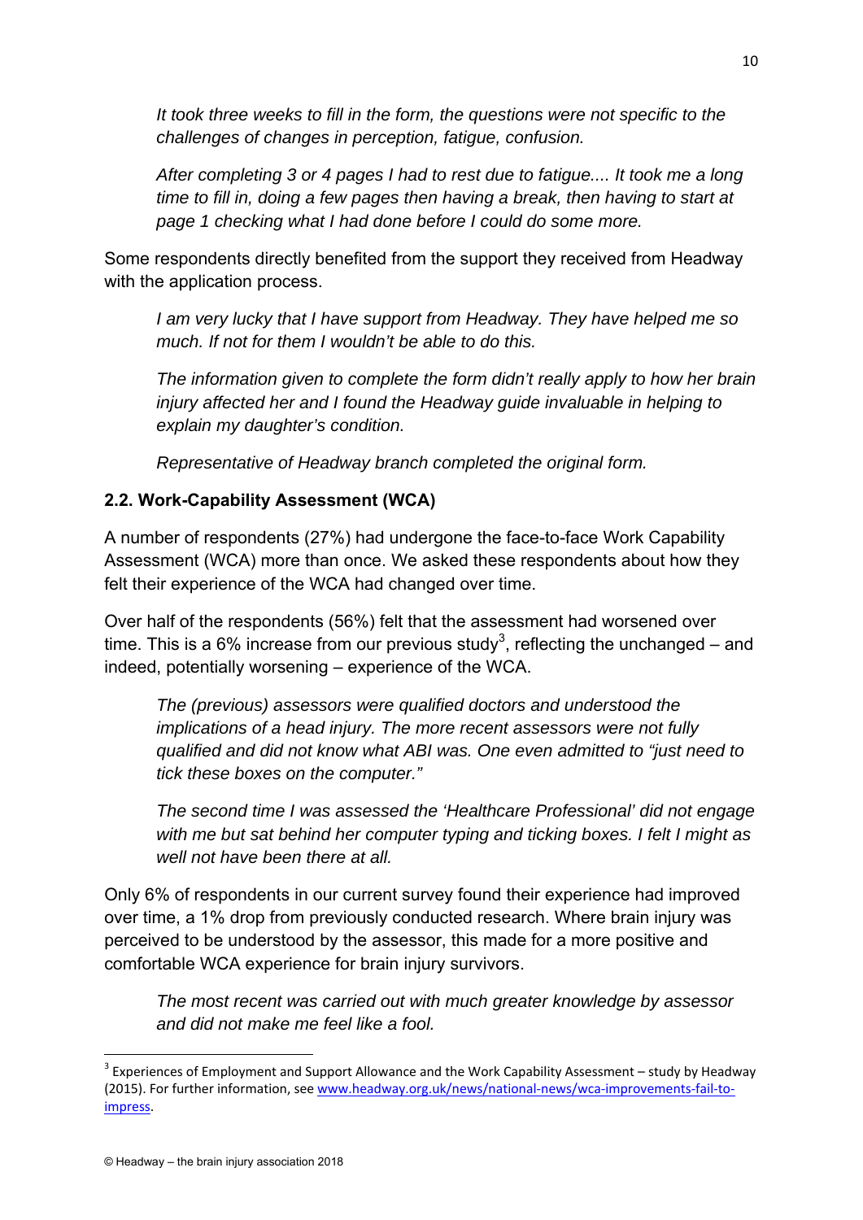*It took three weeks to fill in the form, the questions were not specific to the challenges of changes in perception, fatigue, confusion.*

*After completing 3 or 4 pages I had to rest due to fatigue.... It took me a long time to fill in, doing a few pages then having a break, then having to start at page 1 checking what I had done before I could do some more.*

Some respondents directly benefited from the support they received from Headway with the application process.

*I am very lucky that I have support from Headway. They have helped me so much. If not for them I wouldn't be able to do this.*

*The information given to complete the form didn't really apply to how her brain injury affected her and I found the Headway guide invaluable in helping to explain my daughter's condition.*

*Representative of Headway branch completed the original form.*

### 2.2. Work-Capability Assessment (WCA)

A number of respondents (27%) had undergone the face-to-face Work Capability Assessment (WCA) more than once. We asked these respondents about how they felt their experience of the WCA had changed over time.

Over half of the respondents (56%) felt that the assessment had worsened over time. This is a 6% increase from our previous study[3], reflecting the unchanged – and indeed, potentially worsening – experience of the WCA.

*The (previous) assessors were qualified doctors and understood the implications of a head injury. The more recent assessors were not fully qualified and did not know what ABI was. One even admitted to "just need to tick these boxes on the computer."*

*The second time I was assessed the 'Healthcare Professional' did not engage with me but sat behind her computer typing and ticking boxes. I felt I might as well not have been there at all.*

Only 6% of respondents in our current survey found their experience had improved over time, a 1% drop from previously conducted research. Where brain injury was perceived to be understood by the assessor, this made for a more positive and comfortable WCA experience for brain injury survivors.

*The most recent was carried out with much greater knowledge by assessor and did not make me feel like a fool.*

---

[3] Experiences of Employment and Support Allowance and the Work Capability Assessment – study by Headway (2015). For further information, see www.headway.org.uk/news/national-news/wca-improvements-fail-to-impress.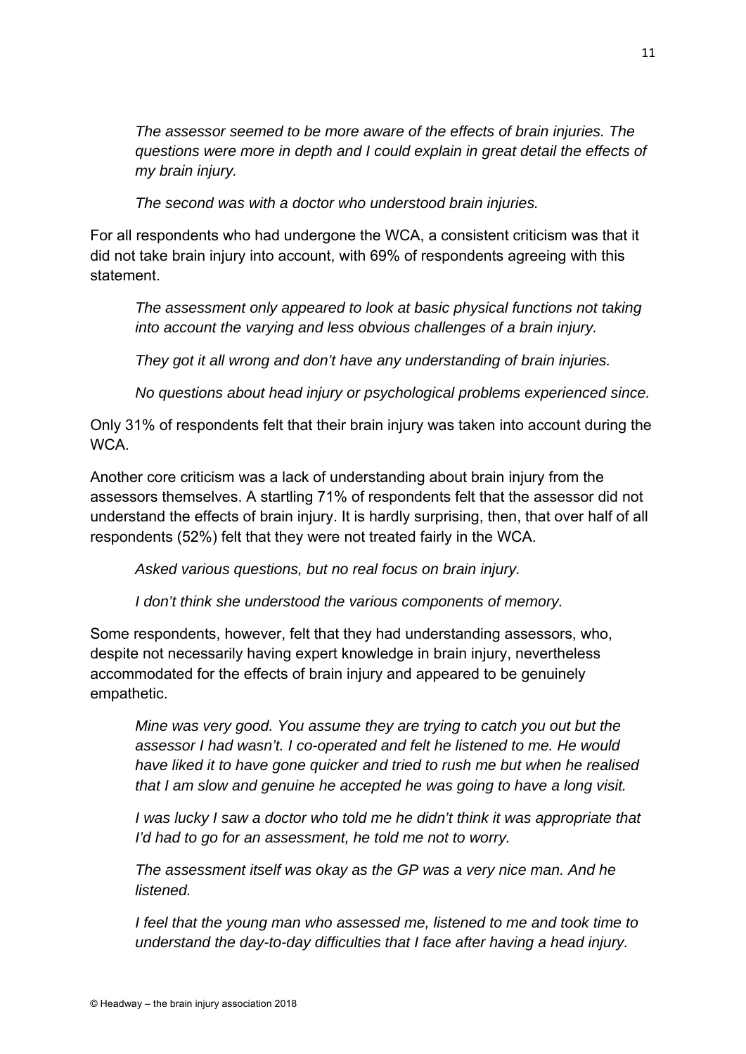*The assessor seemed to be more aware of the effects of brain injuries. The questions were more in depth and I could explain in great detail the effects of my brain injury.*

*The second was with a doctor who understood brain injuries.*

For all respondents who had undergone the WCA, a consistent criticism was that it did not take brain injury into account, with 69% of respondents agreeing with this statement.

*The assessment only appeared to look at basic physical functions not taking into account the varying and less obvious challenges of a brain injury.*

*They got it all wrong and don't have any understanding of brain injuries.*

*No questions about head injury or psychological problems experienced since.*

Only 31% of respondents felt that their brain injury was taken into account during the WCA.

Another core criticism was a lack of understanding about brain injury from the assessors themselves. A startling 71% of respondents felt that the assessor did not understand the effects of brain injury. It is hardly surprising, then, that over half of all respondents (52%) felt that they were not treated fairly in the WCA.

*Asked various questions, but no real focus on brain injury.*

*I don't think she understood the various components of memory.*

Some respondents, however, felt that they had understanding assessors, who, despite not necessarily having expert knowledge in brain injury, nevertheless accommodated for the effects of brain injury and appeared to be genuinely empathetic.

*Mine was very good. You assume they are trying to catch you out but the assessor I had wasn't. I co-operated and felt he listened to me. He would have liked it to have gone quicker and tried to rush me but when he realised that I am slow and genuine he accepted he was going to have a long visit.*

*I was lucky I saw a doctor who told me he didn't think it was appropriate that I'd had to go for an assessment, he told me not to worry.*

*The assessment itself was okay as the GP was a very nice man. And he listened.*

*I feel that the young man who assessed me, listened to me and took time to understand the day-to-day difficulties that I face after having a head injury.*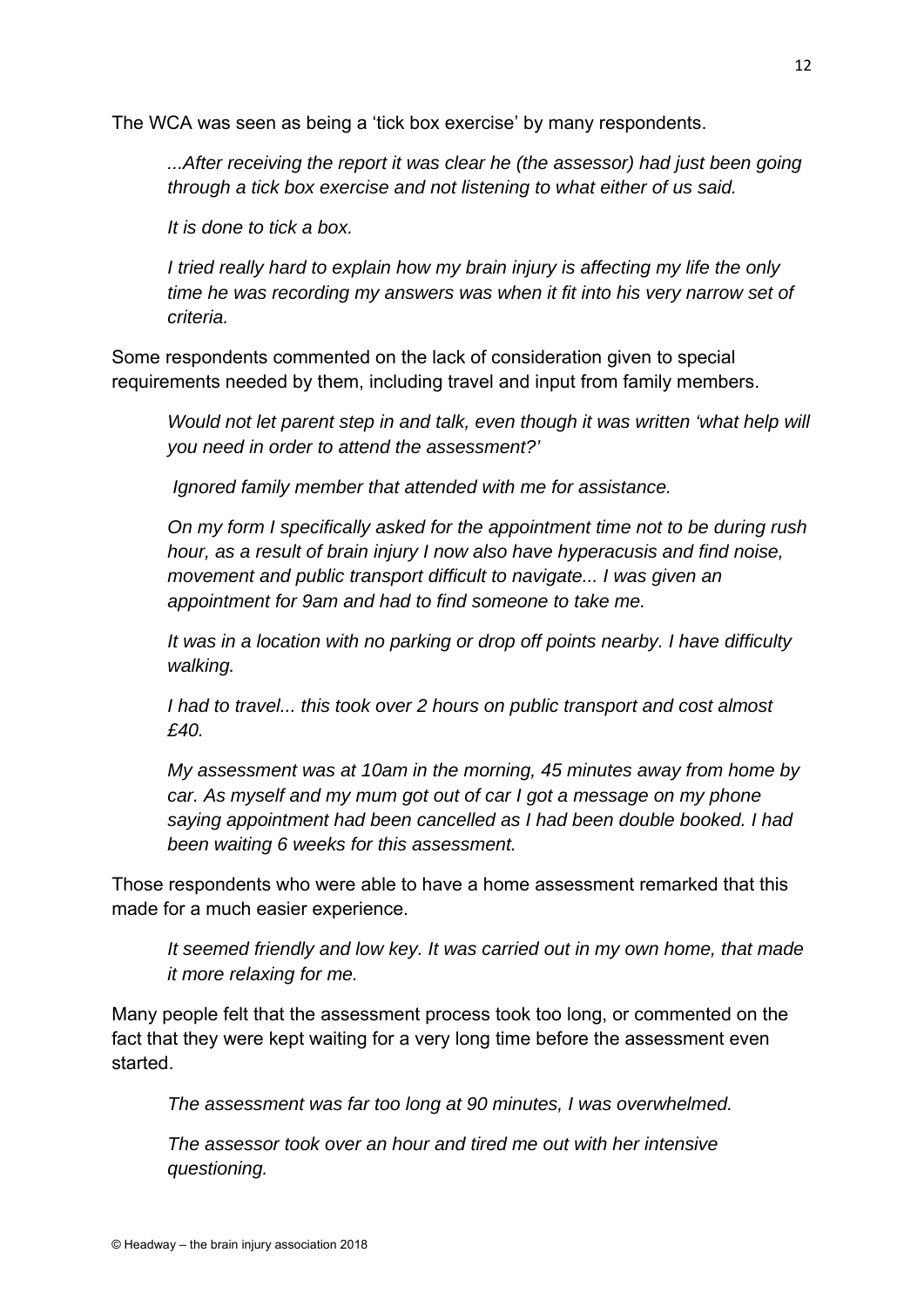The WCA was seen as being a 'tick box exercise' by many respondents.

> *...After receiving the report it was clear he (the assessor) had just been going through a tick box exercise and not listening to what either of us said.*
>
> *It is done to tick a box.*
>
> *I tried really hard to explain how my brain injury is affecting my life the only time he was recording my answers was when it fit into his very narrow set of criteria.*

Some respondents commented on the lack of consideration given to special requirements needed by them, including travel and input from family members.

> *Would not let parent step in and talk, even though it was written 'what help will you need in order to attend the assessment?'*
>
> *Ignored family member that attended with me for assistance.*
>
> *On my form I specifically asked for the appointment time not to be during rush hour, as a result of brain injury I now also have hyperacusis and find noise, movement and public transport difficult to navigate... I was given an appointment for 9am and had to find someone to take me.*
>
> *It was in a location with no parking or drop off points nearby. I have difficulty walking.*
>
> *I had to travel... this took over 2 hours on public transport and cost almost £40.*
>
> *My assessment was at 10am in the morning, 45 minutes away from home by car. As myself and my mum got out of car I got a message on my phone saying appointment had been cancelled as I had been double booked. I had been waiting 6 weeks for this assessment.*

Those respondents who were able to have a home assessment remarked that this made for a much easier experience.

> *It seemed friendly and low key. It was carried out in my own home, that made it more relaxing for me.*

Many people felt that the assessment process took too long, or commented on the fact that they were kept waiting for a very long time before the assessment even started.

> *The assessment was far too long at 90 minutes, I was overwhelmed.*
>
> *The assessor took over an hour and tired me out with her intensive questioning.*

© Headway – the brain injury association 2018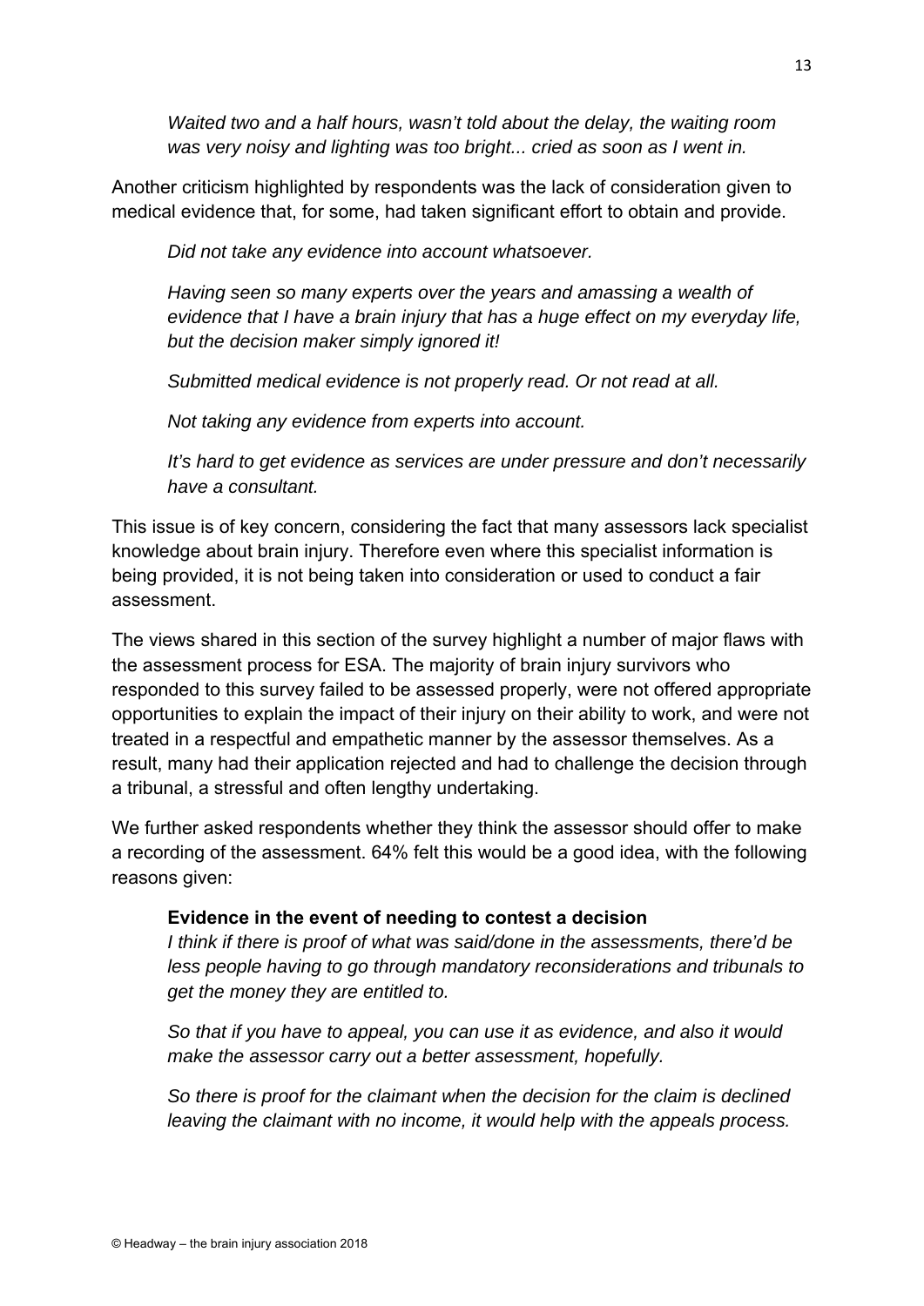*Waited two and a half hours, wasn't told about the delay, the waiting room was very noisy and lighting was too bright... cried as soon as I went in.*

Another criticism highlighted by respondents was the lack of consideration given to medical evidence that, for some, had taken significant effort to obtain and provide.

*Did not take any evidence into account whatsoever.*

*Having seen so many experts over the years and amassing a wealth of evidence that I have a brain injury that has a huge effect on my everyday life, but the decision maker simply ignored it!*

*Submitted medical evidence is not properly read. Or not read at all.*

*Not taking any evidence from experts into account.*

*It's hard to get evidence as services are under pressure and don't necessarily have a consultant.*

This issue is of key concern, considering the fact that many assessors lack specialist knowledge about brain injury. Therefore even where this specialist information is being provided, it is not being taken into consideration or used to conduct a fair assessment.

The views shared in this section of the survey highlight a number of major flaws with the assessment process for ESA. The majority of brain injury survivors who responded to this survey failed to be assessed properly, were not offered appropriate opportunities to explain the impact of their injury on their ability to work, and were not treated in a respectful and empathetic manner by the assessor themselves. As a result, many had their application rejected and had to challenge the decision through a tribunal, a stressful and often lengthy undertaking.

We further asked respondents whether they think the assessor should offer to make a recording of the assessment. 64% felt this would be a good idea, with the following reasons given:

**Evidence in the event of needing to contest a decision**

*I think if there is proof of what was said/done in the assessments, there'd be less people having to go through mandatory reconsiderations and tribunals to get the money they are entitled to.*

*So that if you have to appeal, you can use it as evidence, and also it would make the assessor carry out a better assessment, hopefully.*

*So there is proof for the claimant when the decision for the claim is declined leaving the claimant with no income, it would help with the appeals process.*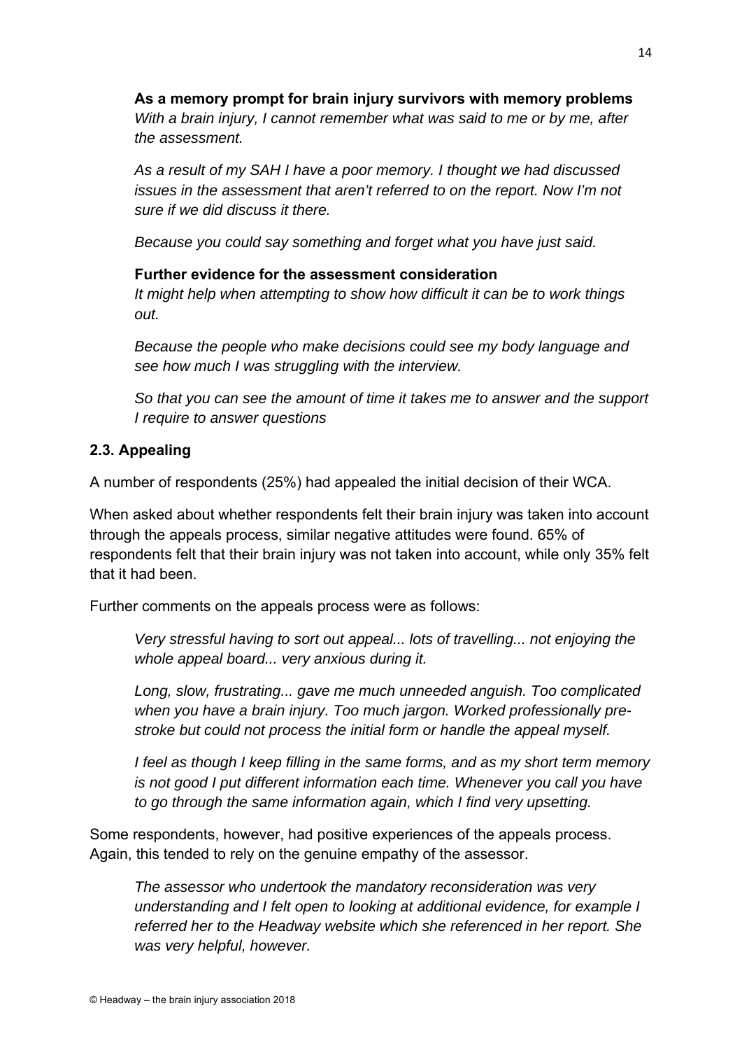**As a memory prompt for brain injury survivors with memory problems**

*With a brain injury, I cannot remember what was said to me or by me, after the assessment.*

*As a result of my SAH I have a poor memory. I thought we had discussed issues in the assessment that aren't referred to on the report. Now I'm not sure if we did discuss it there.*

*Because you could say something and forget what you have just said.*

**Further evidence for the assessment consideration**

*It might help when attempting to show how difficult it can be to work things out.*

*Because the people who make decisions could see my body language and see how much I was struggling with the interview.*

*So that you can see the amount of time it takes me to answer and the support I require to answer questions*

### 2.3. Appealing

A number of respondents (25%) had appealed the initial decision of their WCA.

When asked about whether respondents felt their brain injury was taken into account through the appeals process, similar negative attitudes were found. 65% of respondents felt that their brain injury was not taken into account, while only 35% felt that it had been.

Further comments on the appeals process were as follows:

*Very stressful having to sort out appeal... lots of travelling... not enjoying the whole appeal board... very anxious during it.*

*Long, slow, frustrating... gave me much unneeded anguish. Too complicated when you have a brain injury. Too much jargon. Worked professionally pre-stroke but could not process the initial form or handle the appeal myself.*

*I feel as though I keep filling in the same forms, and as my short term memory is not good I put different information each time. Whenever you call you have to go through the same information again, which I find very upsetting.*

Some respondents, however, had positive experiences of the appeals process. Again, this tended to rely on the genuine empathy of the assessor.

*The assessor who undertook the mandatory reconsideration was very understanding and I felt open to looking at additional evidence, for example I referred her to the Headway website which she referenced in her report. She was very helpful, however.*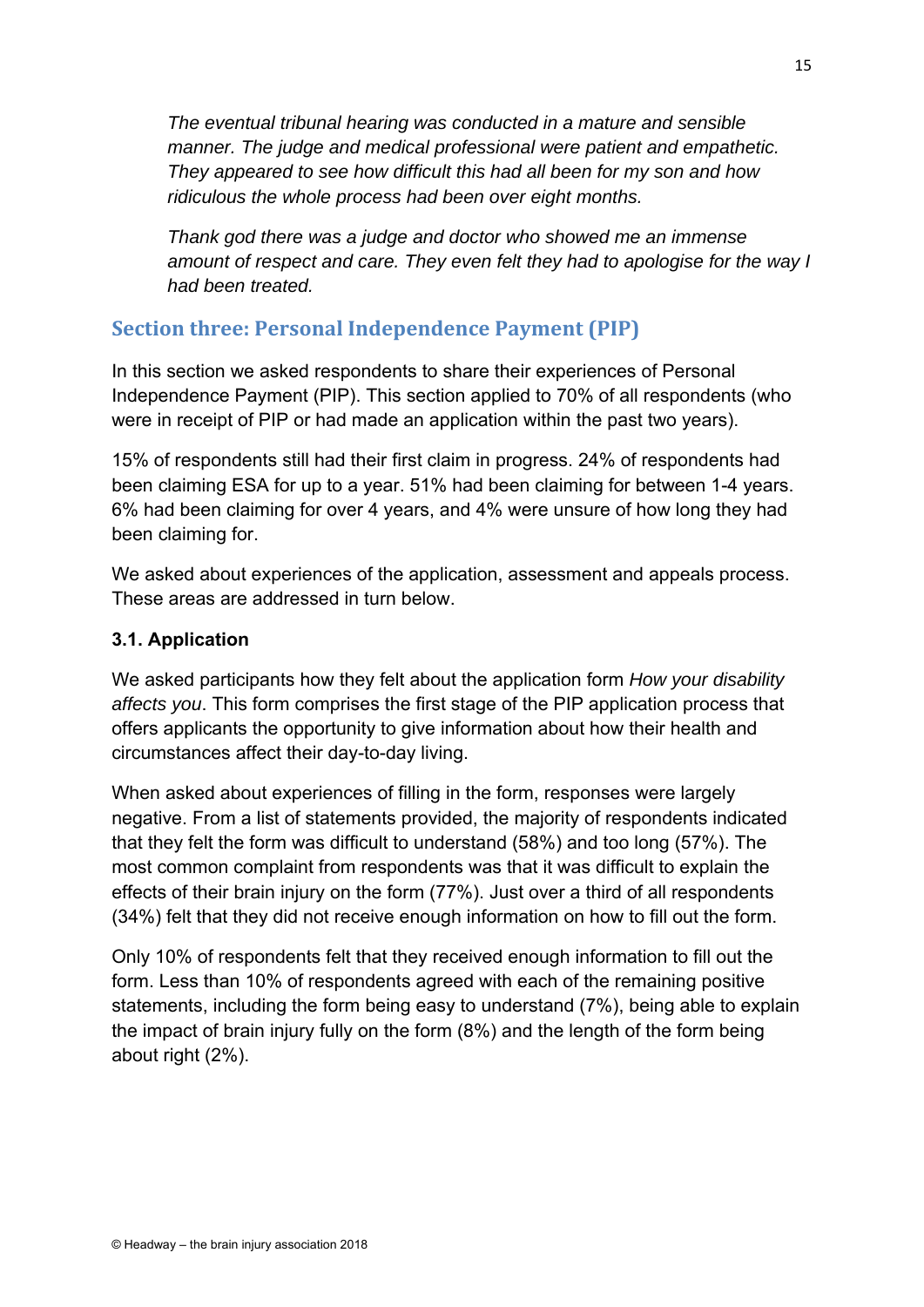*The eventual tribunal hearing was conducted in a mature and sensible manner. The judge and medical professional were patient and empathetic. They appeared to see how difficult this had all been for my son and how ridiculous the whole process had been over eight months.*

*Thank god there was a judge and doctor who showed me an immense amount of respect and care. They even felt they had to apologise for the way I had been treated.*

## Section three: Personal Independence Payment (PIP)

In this section we asked respondents to share their experiences of Personal Independence Payment (PIP). This section applied to 70% of all respondents (who were in receipt of PIP or had made an application within the past two years).

15% of respondents still had their first claim in progress. 24% of respondents had been claiming ESA for up to a year. 51% had been claiming for between 1-4 years. 6% had been claiming for over 4 years, and 4% were unsure of how long they had been claiming for.

We asked about experiences of the application, assessment and appeals process. These areas are addressed in turn below.

### 3.1. Application

We asked participants how they felt about the application form *How your disability affects you*. This form comprises the first stage of the PIP application process that offers applicants the opportunity to give information about how their health and circumstances affect their day-to-day living.

When asked about experiences of filling in the form, responses were largely negative. From a list of statements provided, the majority of respondents indicated that they felt the form was difficult to understand (58%) and too long (57%). The most common complaint from respondents was that it was difficult to explain the effects of their brain injury on the form (77%). Just over a third of all respondents (34%) felt that they did not receive enough information on how to fill out the form.

Only 10% of respondents felt that they received enough information to fill out the form. Less than 10% of respondents agreed with each of the remaining positive statements, including the form being easy to understand (7%), being able to explain the impact of brain injury fully on the form (8%) and the length of the form being about right (2%).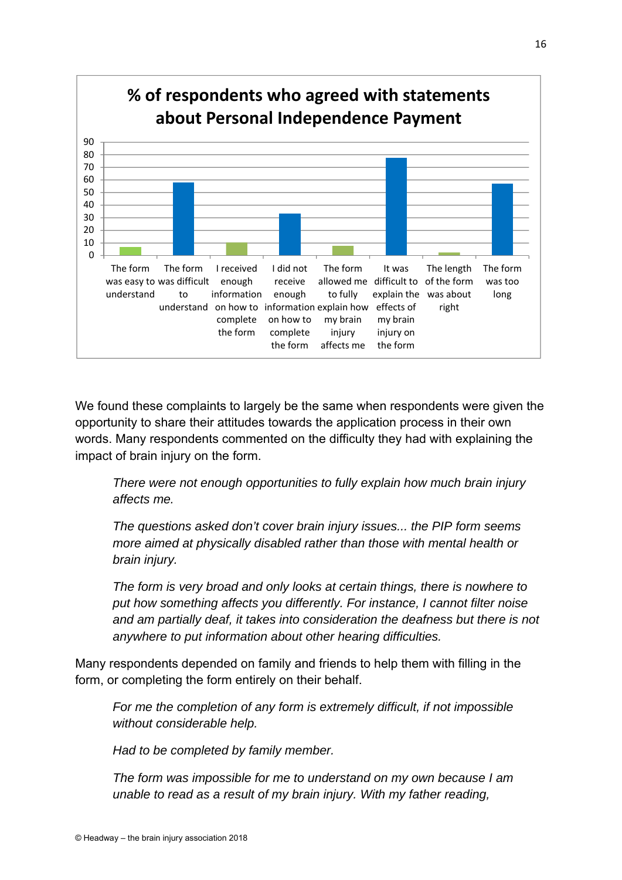**% of respondents who agreed with statements about Personal Independence Payment**

| Statement | % |
|---|---|
| The form was easy to understand | ~7 |
| The form was difficult to understand | ~58 |
| I received enough information on how to complete the form | ~10 |
| I did not receive enough information on how to complete the form | ~33 |
| The form allowed me to fully explain how my brain injury affects me | ~8 |
| It was difficult to explain the effects of my brain injury on the form | ~77 |
| The length of the form was about right | ~2 |
| The form was too long | ~57 |

We found these complaints to largely be the same when respondents were given the opportunity to share their attitudes towards the application process in their own words. Many respondents commented on the difficulty they had with explaining the impact of brain injury on the form.

> *There were not enough opportunities to fully explain how much brain injury affects me.*
>
> *The questions asked don't cover brain injury issues... the PIP form seems more aimed at physically disabled rather than those with mental health or brain injury.*
>
> *The form is very broad and only looks at certain things, there is nowhere to put how something affects you differently. For instance, I cannot filter noise and am partially deaf, it takes into consideration the deafness but there is not anywhere to put information about other hearing difficulties.*

Many respondents depended on family and friends to help them with filling in the form, or completing the form entirely on their behalf.

> *For me the completion of any form is extremely difficult, if not impossible without considerable help.*
>
> *Had to be completed by family member.*
>
> *The form was impossible for me to understand on my own because I am unable to read as a result of my brain injury. With my father reading,*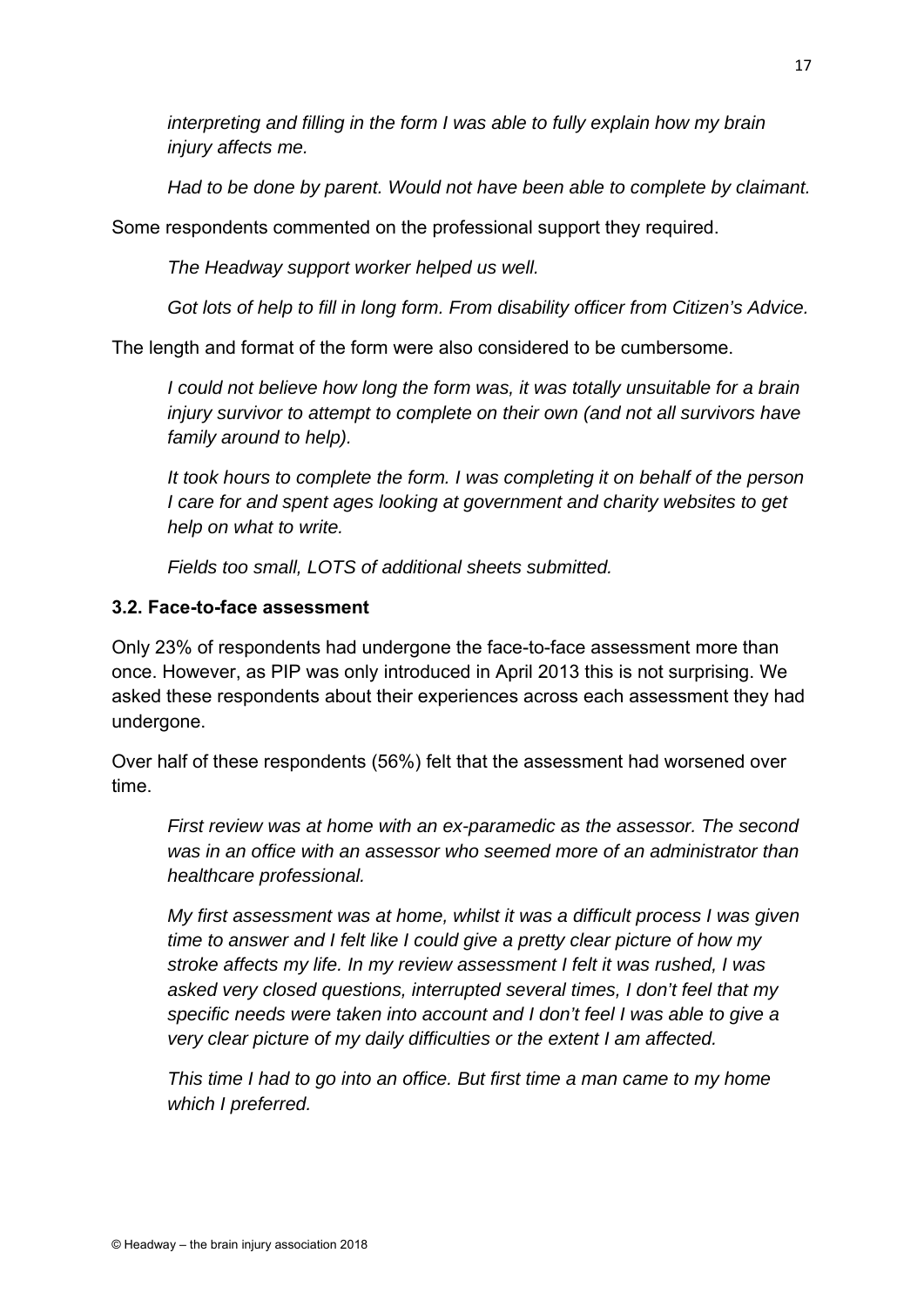*interpreting and filling in the form I was able to fully explain how my brain injury affects me.*

*Had to be done by parent. Would not have been able to complete by claimant.*

Some respondents commented on the professional support they required.

*The Headway support worker helped us well.*

*Got lots of help to fill in long form. From disability officer from Citizen's Advice.*

The length and format of the form were also considered to be cumbersome.

*I could not believe how long the form was, it was totally unsuitable for a brain injury survivor to attempt to complete on their own (and not all survivors have family around to help).*

*It took hours to complete the form. I was completing it on behalf of the person I care for and spent ages looking at government and charity websites to get help on what to write.*

*Fields too small, LOTS of additional sheets submitted.*

### 3.2. Face-to-face assessment

Only 23% of respondents had undergone the face-to-face assessment more than once. However, as PIP was only introduced in April 2013 this is not surprising. We asked these respondents about their experiences across each assessment they had undergone.

Over half of these respondents (56%) felt that the assessment had worsened over time.

*First review was at home with an ex-paramedic as the assessor. The second was in an office with an assessor who seemed more of an administrator than healthcare professional.*

*My first assessment was at home, whilst it was a difficult process I was given time to answer and I felt like I could give a pretty clear picture of how my stroke affects my life. In my review assessment I felt it was rushed, I was asked very closed questions, interrupted several times, I don't feel that my specific needs were taken into account and I don't feel I was able to give a very clear picture of my daily difficulties or the extent I am affected.*

*This time I had to go into an office. But first time a man came to my home which I preferred.*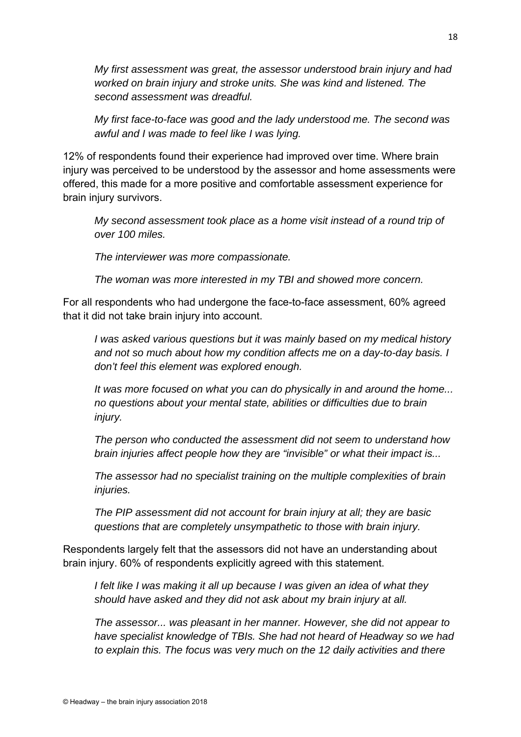*My first assessment was great, the assessor understood brain injury and had worked on brain injury and stroke units. She was kind and listened. The second assessment was dreadful.*

*My first face-to-face was good and the lady understood me. The second was awful and I was made to feel like I was lying.*

12% of respondents found their experience had improved over time. Where brain injury was perceived to be understood by the assessor and home assessments were offered, this made for a more positive and comfortable assessment experience for brain injury survivors.

*My second assessment took place as a home visit instead of a round trip of over 100 miles.*

*The interviewer was more compassionate.*

*The woman was more interested in my TBI and showed more concern.*

For all respondents who had undergone the face-to-face assessment, 60% agreed that it did not take brain injury into account.

*I was asked various questions but it was mainly based on my medical history and not so much about how my condition affects me on a day-to-day basis. I don't feel this element was explored enough.*

*It was more focused on what you can do physically in and around the home... no questions about your mental state, abilities or difficulties due to brain injury.*

*The person who conducted the assessment did not seem to understand how brain injuries affect people how they are "invisible" or what their impact is...*

*The assessor had no specialist training on the multiple complexities of brain injuries.*

*The PIP assessment did not account for brain injury at all; they are basic questions that are completely unsympathetic to those with brain injury.*

Respondents largely felt that the assessors did not have an understanding about brain injury. 60% of respondents explicitly agreed with this statement.

*I felt like I was making it all up because I was given an idea of what they should have asked and they did not ask about my brain injury at all.*

*The assessor... was pleasant in her manner. However, she did not appear to have specialist knowledge of TBIs. She had not heard of Headway so we had to explain this. The focus was very much on the 12 daily activities and there*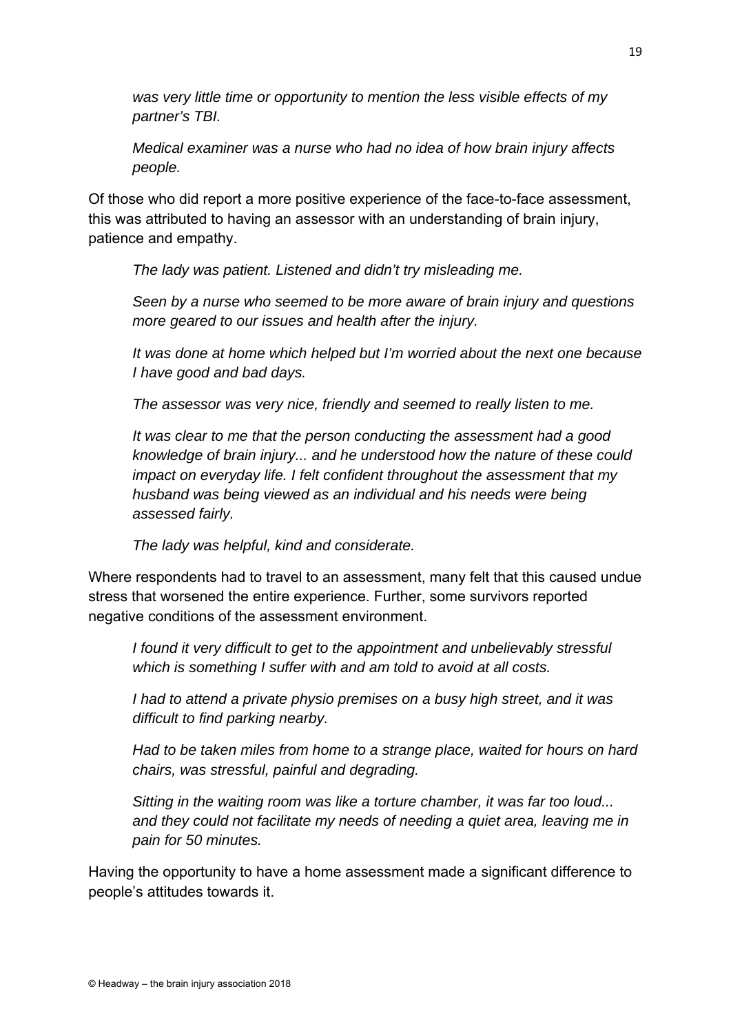*was very little time or opportunity to mention the less visible effects of my partner's TBI.*

*Medical examiner was a nurse who had no idea of how brain injury affects people.*

Of those who did report a more positive experience of the face-to-face assessment, this was attributed to having an assessor with an understanding of brain injury, patience and empathy.

*The lady was patient. Listened and didn't try misleading me.*

*Seen by a nurse who seemed to be more aware of brain injury and questions more geared to our issues and health after the injury.*

*It was done at home which helped but I'm worried about the next one because I have good and bad days.*

*The assessor was very nice, friendly and seemed to really listen to me.*

*It was clear to me that the person conducting the assessment had a good knowledge of brain injury... and he understood how the nature of these could impact on everyday life. I felt confident throughout the assessment that my husband was being viewed as an individual and his needs were being assessed fairly.*

*The lady was helpful, kind and considerate.*

Where respondents had to travel to an assessment, many felt that this caused undue stress that worsened the entire experience. Further, some survivors reported negative conditions of the assessment environment.

*I found it very difficult to get to the appointment and unbelievably stressful which is something I suffer with and am told to avoid at all costs.*

*I had to attend a private physio premises on a busy high street, and it was difficult to find parking nearby.*

*Had to be taken miles from home to a strange place, waited for hours on hard chairs, was stressful, painful and degrading.*

*Sitting in the waiting room was like a torture chamber, it was far too loud... and they could not facilitate my needs of needing a quiet area, leaving me in pain for 50 minutes.*

Having the opportunity to have a home assessment made a significant difference to people's attitudes towards it.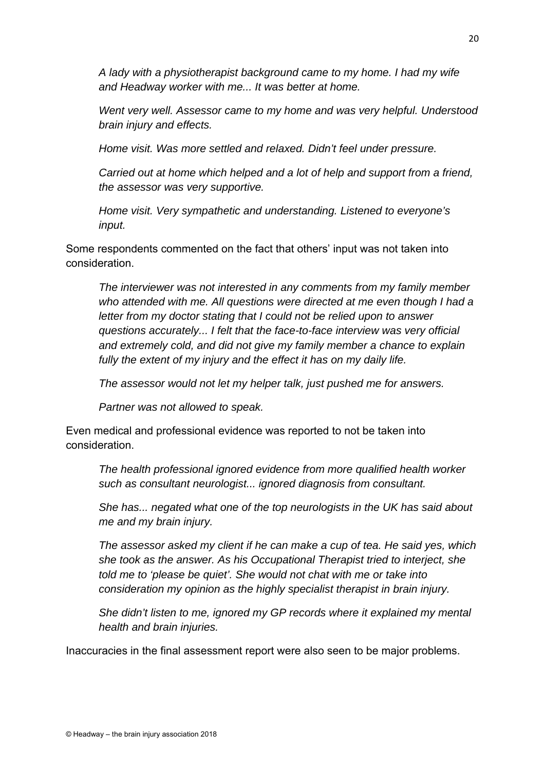*A lady with a physiotherapist background came to my home. I had my wife and Headway worker with me... It was better at home.*

*Went very well. Assessor came to my home and was very helpful. Understood brain injury and effects.*

*Home visit. Was more settled and relaxed. Didn't feel under pressure.*

*Carried out at home which helped and a lot of help and support from a friend, the assessor was very supportive.*

*Home visit. Very sympathetic and understanding. Listened to everyone's input.*

Some respondents commented on the fact that others' input was not taken into consideration.

*The interviewer was not interested in any comments from my family member who attended with me. All questions were directed at me even though I had a letter from my doctor stating that I could not be relied upon to answer questions accurately... I felt that the face-to-face interview was very official and extremely cold, and did not give my family member a chance to explain fully the extent of my injury and the effect it has on my daily life.*

*The assessor would not let my helper talk, just pushed me for answers.*

*Partner was not allowed to speak.*

Even medical and professional evidence was reported to not be taken into consideration.

*The health professional ignored evidence from more qualified health worker such as consultant neurologist... ignored diagnosis from consultant.*

*She has... negated what one of the top neurologists in the UK has said about me and my brain injury.*

*The assessor asked my client if he can make a cup of tea. He said yes, which she took as the answer. As his Occupational Therapist tried to interject, she told me to 'please be quiet'. She would not chat with me or take into consideration my opinion as the highly specialist therapist in brain injury.*

*She didn't listen to me, ignored my GP records where it explained my mental health and brain injuries.*

Inaccuracies in the final assessment report were also seen to be major problems.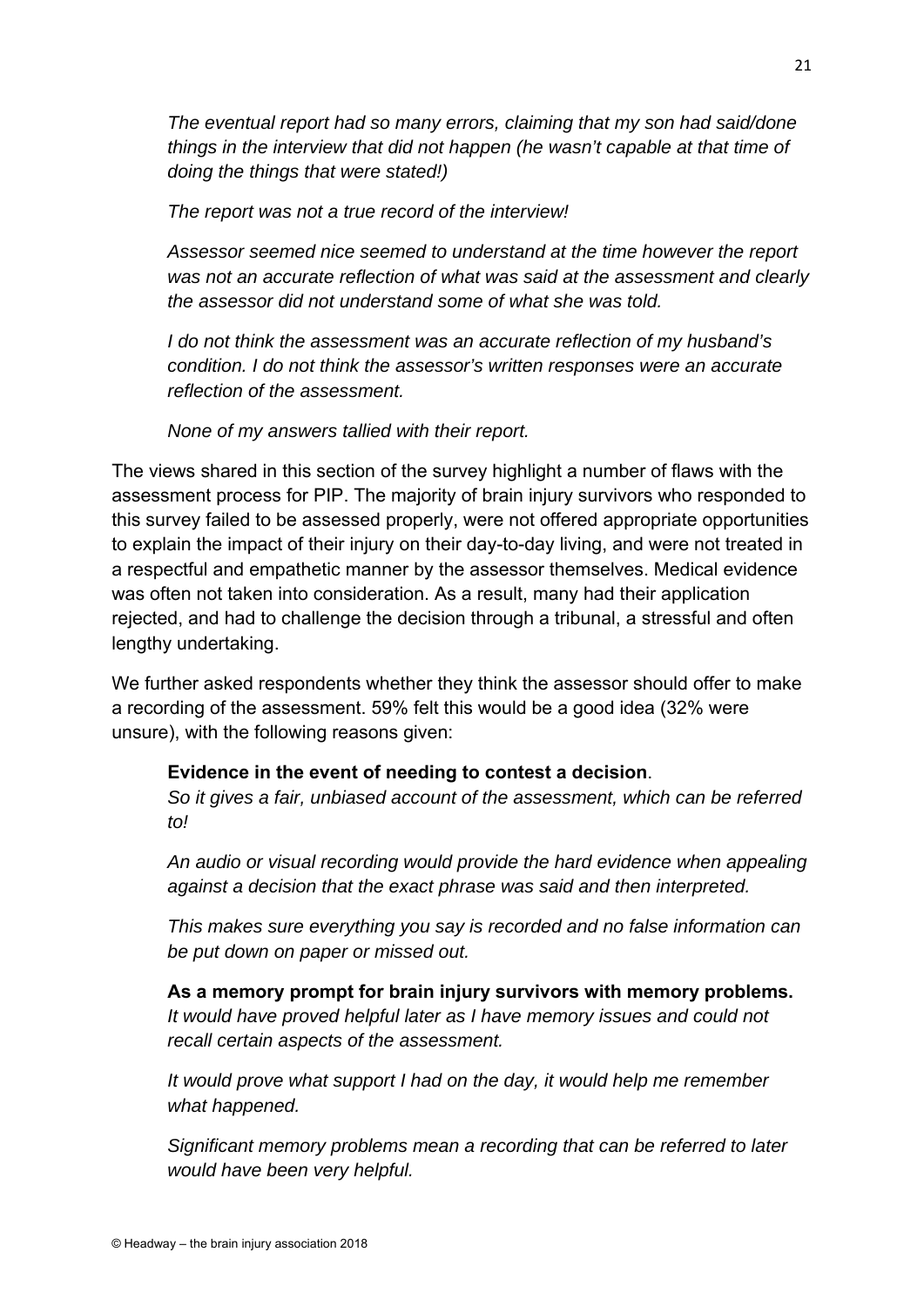*The eventual report had so many errors, claiming that my son had said/done things in the interview that did not happen (he wasn't capable at that time of doing the things that were stated!)*

*The report was not a true record of the interview!*

*Assessor seemed nice seemed to understand at the time however the report was not an accurate reflection of what was said at the assessment and clearly the assessor did not understand some of what she was told.*

*I do not think the assessment was an accurate reflection of my husband's condition. I do not think the assessor's written responses were an accurate reflection of the assessment.*

*None of my answers tallied with their report.*

The views shared in this section of the survey highlight a number of flaws with the assessment process for PIP. The majority of brain injury survivors who responded to this survey failed to be assessed properly, were not offered appropriate opportunities to explain the impact of their injury on their day-to-day living, and were not treated in a respectful and empathetic manner by the assessor themselves. Medical evidence was often not taken into consideration. As a result, many had their application rejected, and had to challenge the decision through a tribunal, a stressful and often lengthy undertaking.

We further asked respondents whether they think the assessor should offer to make a recording of the assessment. 59% felt this would be a good idea (32% were unsure), with the following reasons given:

**Evidence in the event of needing to contest a decision**.
*So it gives a fair, unbiased account of the assessment, which can be referred to!*

*An audio or visual recording would provide the hard evidence when appealing against a decision that the exact phrase was said and then interpreted.*

*This makes sure everything you say is recorded and no false information can be put down on paper or missed out.*

**As a memory prompt for brain injury survivors with memory problems.**
*It would have proved helpful later as I have memory issues and could not recall certain aspects of the assessment.*

*It would prove what support I had on the day, it would help me remember what happened.*

*Significant memory problems mean a recording that can be referred to later would have been very helpful.*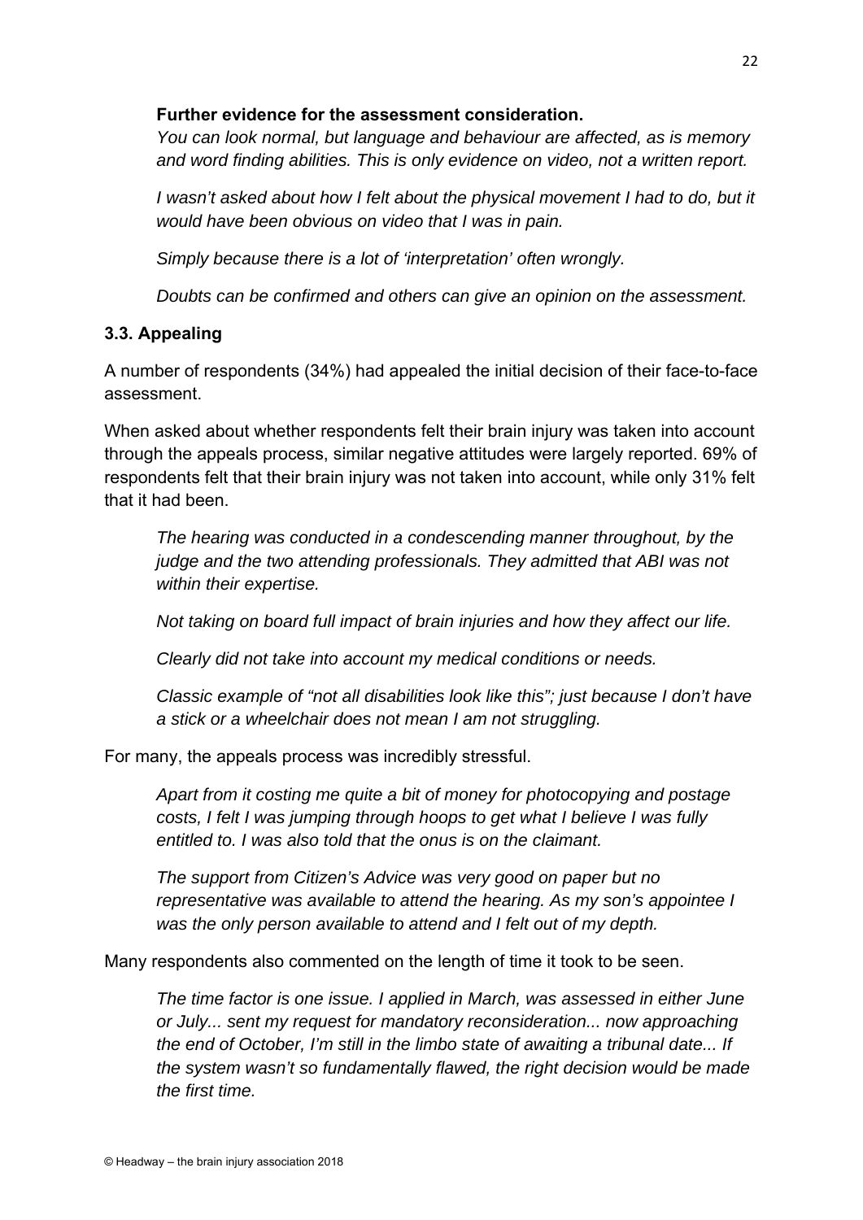**Further evidence for the assessment consideration.**

*You can look normal, but language and behaviour are affected, as is memory and word finding abilities. This is only evidence on video, not a written report.*

*I wasn't asked about how I felt about the physical movement I had to do, but it would have been obvious on video that I was in pain.*

*Simply because there is a lot of 'interpretation' often wrongly.*

*Doubts can be confirmed and others can give an opinion on the assessment.*

### 3.3. Appealing

A number of respondents (34%) had appealed the initial decision of their face-to-face assessment.

When asked about whether respondents felt their brain injury was taken into account through the appeals process, similar negative attitudes were largely reported. 69% of respondents felt that their brain injury was not taken into account, while only 31% felt that it had been.

> *The hearing was conducted in a condescending manner throughout, by the judge and the two attending professionals. They admitted that ABI was not within their expertise.*
>
> *Not taking on board full impact of brain injuries and how they affect our life.*
>
> *Clearly did not take into account my medical conditions or needs.*
>
> *Classic example of "not all disabilities look like this"; just because I don't have a stick or a wheelchair does not mean I am not struggling.*

For many, the appeals process was incredibly stressful.

> *Apart from it costing me quite a bit of money for photocopying and postage costs, I felt I was jumping through hoops to get what I believe I was fully entitled to. I was also told that the onus is on the claimant.*
>
> *The support from Citizen's Advice was very good on paper but no representative was available to attend the hearing. As my son's appointee I was the only person available to attend and I felt out of my depth.*

Many respondents also commented on the length of time it took to be seen.

> *The time factor is one issue. I applied in March, was assessed in either June or July... sent my request for mandatory reconsideration... now approaching the end of October, I'm still in the limbo state of awaiting a tribunal date... If the system wasn't so fundamentally flawed, the right decision would be made the first time.*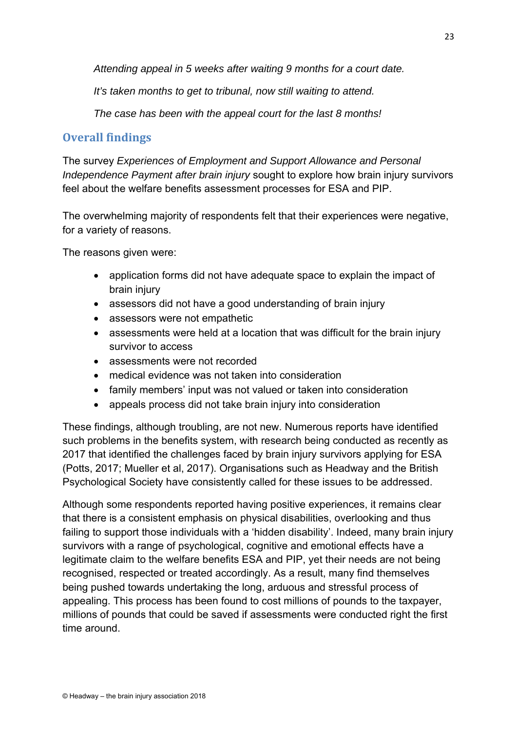*Attending appeal in 5 weeks after waiting 9 months for a court date.*

*It's taken months to get to tribunal, now still waiting to attend.*

*The case has been with the appeal court for the last 8 months!*

## Overall findings

The survey *Experiences of Employment and Support Allowance and Personal Independence Payment after brain injury* sought to explore how brain injury survivors feel about the welfare benefits assessment processes for ESA and PIP.

The overwhelming majority of respondents felt that their experiences were negative, for a variety of reasons.

The reasons given were:

- application forms did not have adequate space to explain the impact of brain injury
- assessors did not have a good understanding of brain injury
- assessors were not empathetic
- assessments were held at a location that was difficult for the brain injury survivor to access
- assessments were not recorded
- medical evidence was not taken into consideration
- family members' input was not valued or taken into consideration
- appeals process did not take brain injury into consideration

These findings, although troubling, are not new. Numerous reports have identified such problems in the benefits system, with research being conducted as recently as 2017 that identified the challenges faced by brain injury survivors applying for ESA (Potts, 2017; Mueller et al, 2017). Organisations such as Headway and the British Psychological Society have consistently called for these issues to be addressed.

Although some respondents reported having positive experiences, it remains clear that there is a consistent emphasis on physical disabilities, overlooking and thus failing to support those individuals with a 'hidden disability'. Indeed, many brain injury survivors with a range of psychological, cognitive and emotional effects have a legitimate claim to the welfare benefits ESA and PIP, yet their needs are not being recognised, respected or treated accordingly. As a result, many find themselves being pushed towards undertaking the long, arduous and stressful process of appealing. This process has been found to cost millions of pounds to the taxpayer, millions of pounds that could be saved if assessments were conducted right the first time around.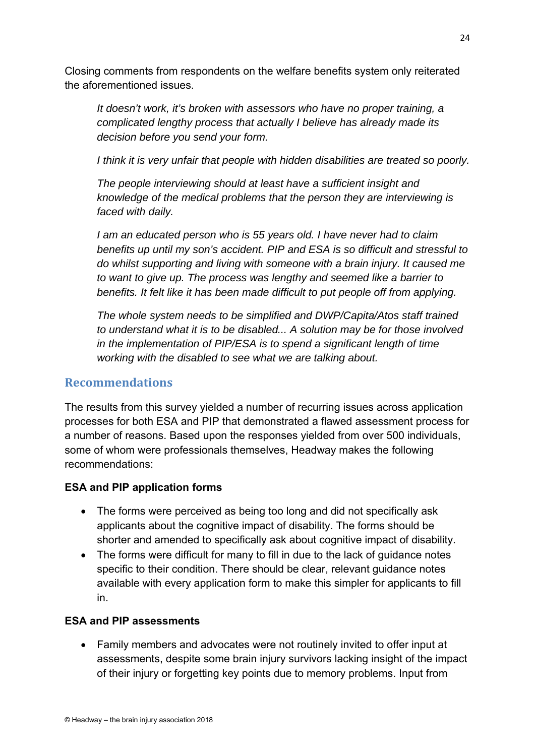Closing comments from respondents on the welfare benefits system only reiterated the aforementioned issues.

> *It doesn't work, it's broken with assessors who have no proper training, a complicated lengthy process that actually I believe has already made its decision before you send your form.*
>
> *I think it is very unfair that people with hidden disabilities are treated so poorly.*
>
> *The people interviewing should at least have a sufficient insight and knowledge of the medical problems that the person they are interviewing is faced with daily.*
>
> *I am an educated person who is 55 years old. I have never had to claim benefits up until my son's accident. PIP and ESA is so difficult and stressful to do whilst supporting and living with someone with a brain injury. It caused me to want to give up. The process was lengthy and seemed like a barrier to benefits. It felt like it has been made difficult to put people off from applying.*
>
> *The whole system needs to be simplified and DWP/Capita/Atos staff trained to understand what it is to be disabled... A solution may be for those involved in the implementation of PIP/ESA is to spend a significant length of time working with the disabled to see what we are talking about.*

## Recommendations

The results from this survey yielded a number of recurring issues across application processes for both ESA and PIP that demonstrated a flawed assessment process for a number of reasons. Based upon the responses yielded from over 500 individuals, some of whom were professionals themselves, Headway makes the following recommendations:

### ESA and PIP application forms

- The forms were perceived as being too long and did not specifically ask applicants about the cognitive impact of disability. The forms should be shorter and amended to specifically ask about cognitive impact of disability.
- The forms were difficult for many to fill in due to the lack of guidance notes specific to their condition. There should be clear, relevant guidance notes available with every application form to make this simpler for applicants to fill in.

### ESA and PIP assessments

- Family members and advocates were not routinely invited to offer input at assessments, despite some brain injury survivors lacking insight of the impact of their injury or forgetting key points due to memory problems. Input from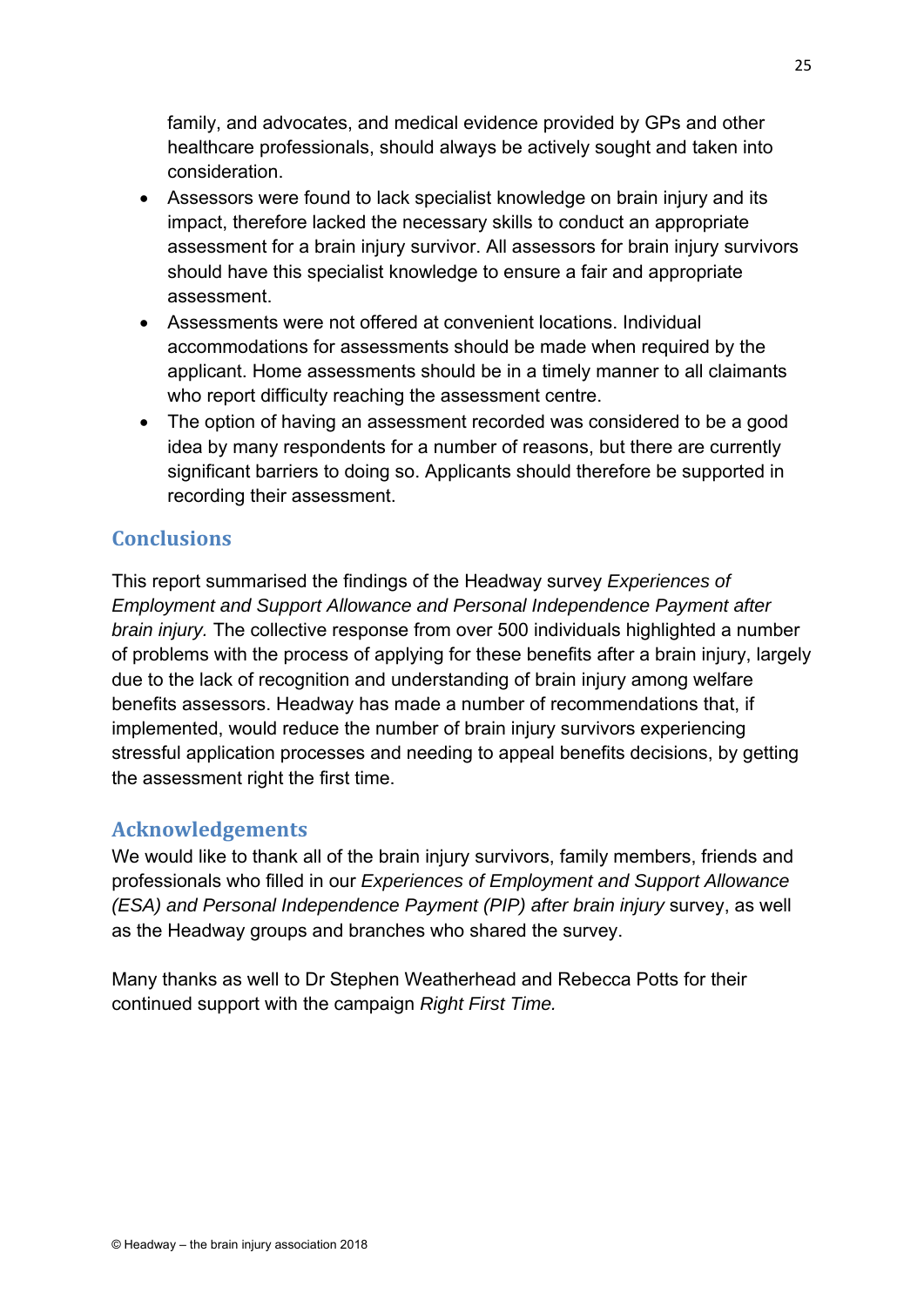family, and advocates, and medical evidence provided by GPs and other healthcare professionals, should always be actively sought and taken into consideration.

- Assessors were found to lack specialist knowledge on brain injury and its impact, therefore lacked the necessary skills to conduct an appropriate assessment for a brain injury survivor. All assessors for brain injury survivors should have this specialist knowledge to ensure a fair and appropriate assessment.
- Assessments were not offered at convenient locations. Individual accommodations for assessments should be made when required by the applicant. Home assessments should be in a timely manner to all claimants who report difficulty reaching the assessment centre.
- The option of having an assessment recorded was considered to be a good idea by many respondents for a number of reasons, but there are currently significant barriers to doing so. Applicants should therefore be supported in recording their assessment.

## Conclusions

This report summarised the findings of the Headway survey *Experiences of Employment and Support Allowance and Personal Independence Payment after brain injury.* The collective response from over 500 individuals highlighted a number of problems with the process of applying for these benefits after a brain injury, largely due to the lack of recognition and understanding of brain injury among welfare benefits assessors. Headway has made a number of recommendations that, if implemented, would reduce the number of brain injury survivors experiencing stressful application processes and needing to appeal benefits decisions, by getting the assessment right the first time.

## Acknowledgements

We would like to thank all of the brain injury survivors, family members, friends and professionals who filled in our *Experiences of Employment and Support Allowance (ESA) and Personal Independence Payment (PIP) after brain injury* survey, as well as the Headway groups and branches who shared the survey.

Many thanks as well to Dr Stephen Weatherhead and Rebecca Potts for their continued support with the campaign *Right First Time.*